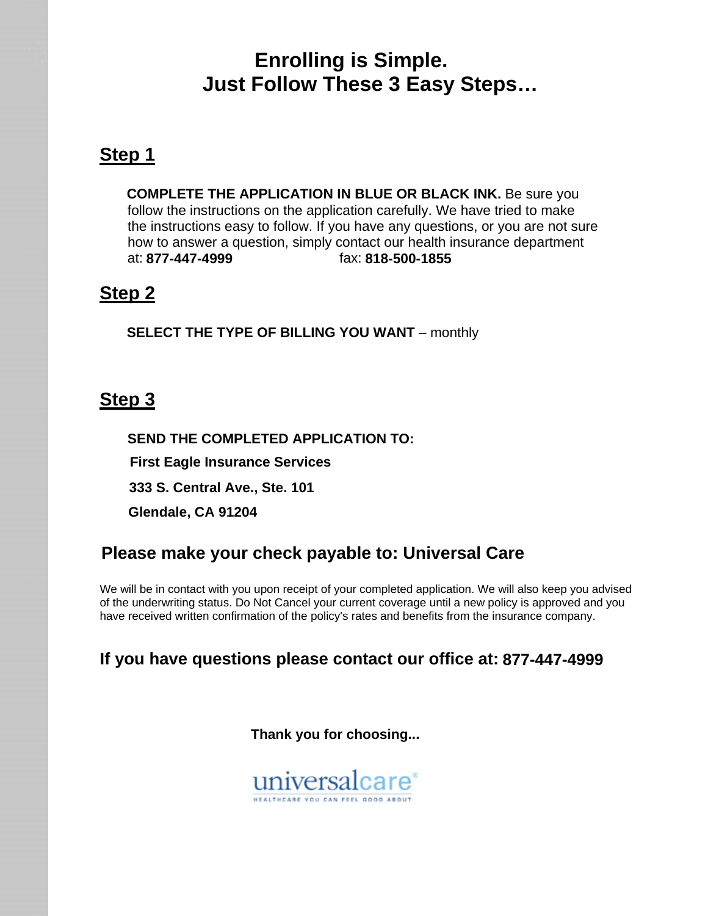# Enrolling is Simple.
# Just Follow These 3 Easy Steps…

## Step 1

**COMPLETE THE APPLICATION IN BLUE OR BLACK INK.** Be sure you follow the instructions on the application carefully. We have tried to make the instructions easy to follow. If you have any questions, or you are not sure how to answer a question, simply contact our health insurance department at: **877-447-4999** fax: **818-500-1855**

## Step 2

**SELECT THE TYPE OF BILLING YOU WANT** – monthly

## Step 3

**SEND THE COMPLETED APPLICATION TO:**

**First Eagle Insurance Services**

**333 S. Central Ave., Ste. 101**

**Glendale, CA 91204**

### Please make your check payable to: Universal Care

We will be in contact with you upon receipt of your completed application. We will also keep you advised of the underwriting status. Do Not Cancel your current coverage until a new policy is approved and you have received written confirmation of the policy's rates and benefits from the insurance company.

### If you have questions please contact our office at: 877-447-4999

**Thank you for choosing...**

universalcare®
HEALTHCARE YOU CAN FEEL GOOD ABOUT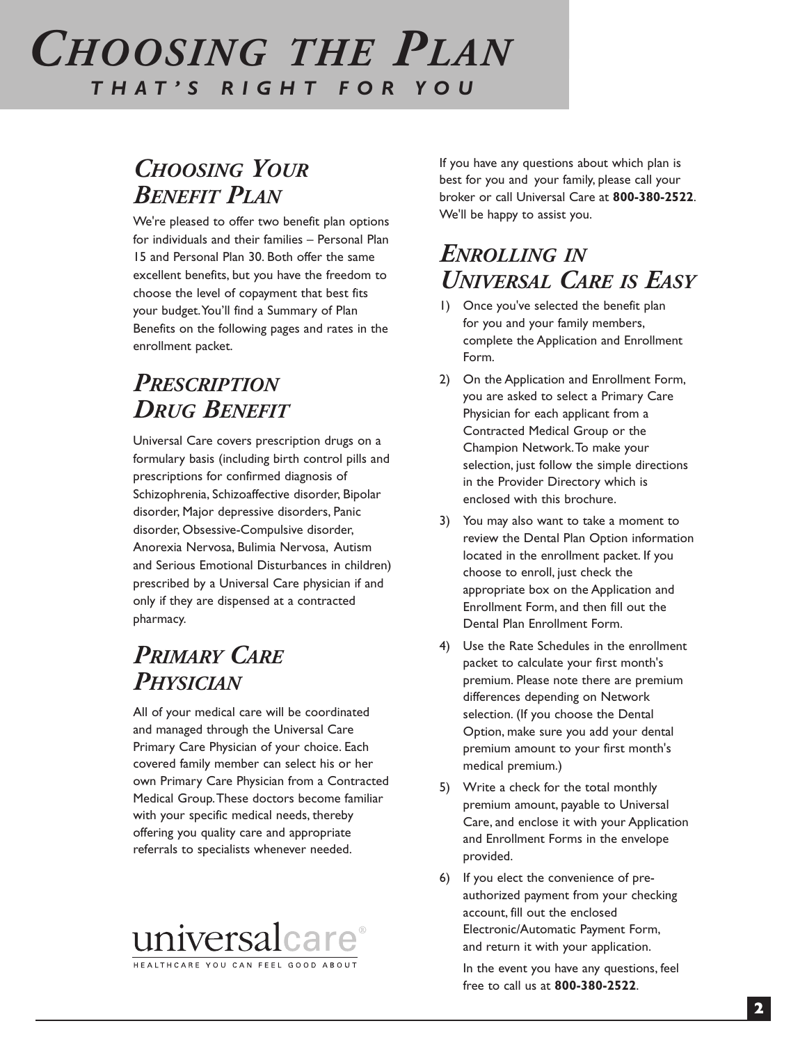# CHOOSING THE PLAN THAT'S RIGHT FOR YOU

## CHOOSING YOUR BENEFIT PLAN

We're pleased to offer two benefit plan options for individuals and their families – Personal Plan 15 and Personal Plan 30. Both offer the same excellent benefits, but you have the freedom to choose the level of copayment that best fits your budget. You'll find a Summary of Plan Benefits on the following pages and rates in the enrollment packet.

## PRESCRIPTION DRUG BENEFIT

Universal Care covers prescription drugs on a formulary basis (including birth control pills and prescriptions for confirmed diagnosis of Schizophrenia, Schizoaffective disorder, Bipolar disorder, Major depressive disorders, Panic disorder, Obsessive-Compulsive disorder, Anorexia Nervosa, Bulimia Nervosa, Autism and Serious Emotional Disturbances in children) prescribed by a Universal Care physician if and only if they are dispensed at a contracted pharmacy.

## PRIMARY CARE PHYSICIAN

All of your medical care will be coordinated and managed through the Universal Care Primary Care Physician of your choice. Each covered family member can select his or her own Primary Care Physician from a Contracted Medical Group. These doctors become familiar with your specific medical needs, thereby offering you quality care and appropriate referrals to specialists whenever needed.

universalcare®
HEALTHCARE YOU CAN FEEL GOOD ABOUT

If you have any questions about which plan is best for you and your family, please call your broker or call Universal Care at **800-380-2522**. We'll be happy to assist you.

## ENROLLING IN UNIVERSAL CARE IS EASY

1) Once you've selected the benefit plan for you and your family members, complete the Application and Enrollment Form.
2) On the Application and Enrollment Form, you are asked to select a Primary Care Physician for each applicant from a Contracted Medical Group or the Champion Network. To make your selection, just follow the simple directions in the Provider Directory which is enclosed with this brochure.
3) You may also want to take a moment to review the Dental Plan Option information located in the enrollment packet. If you choose to enroll, just check the appropriate box on the Application and Enrollment Form, and then fill out the Dental Plan Enrollment Form.
4) Use the Rate Schedules in the enrollment packet to calculate your first month's premium. Please note there are premium differences depending on Network selection. (If you choose the Dental Option, make sure you add your dental premium amount to your first month's medical premium.)
5) Write a check for the total monthly premium amount, payable to Universal Care, and enclose it with your Application and Enrollment Forms in the envelope provided.
6) If you elect the convenience of pre-authorized payment from your checking account, fill out the enclosed Electronic/Automatic Payment Form, and return it with your application.

   In the event you have any questions, feel free to call us at **800-380-2522**.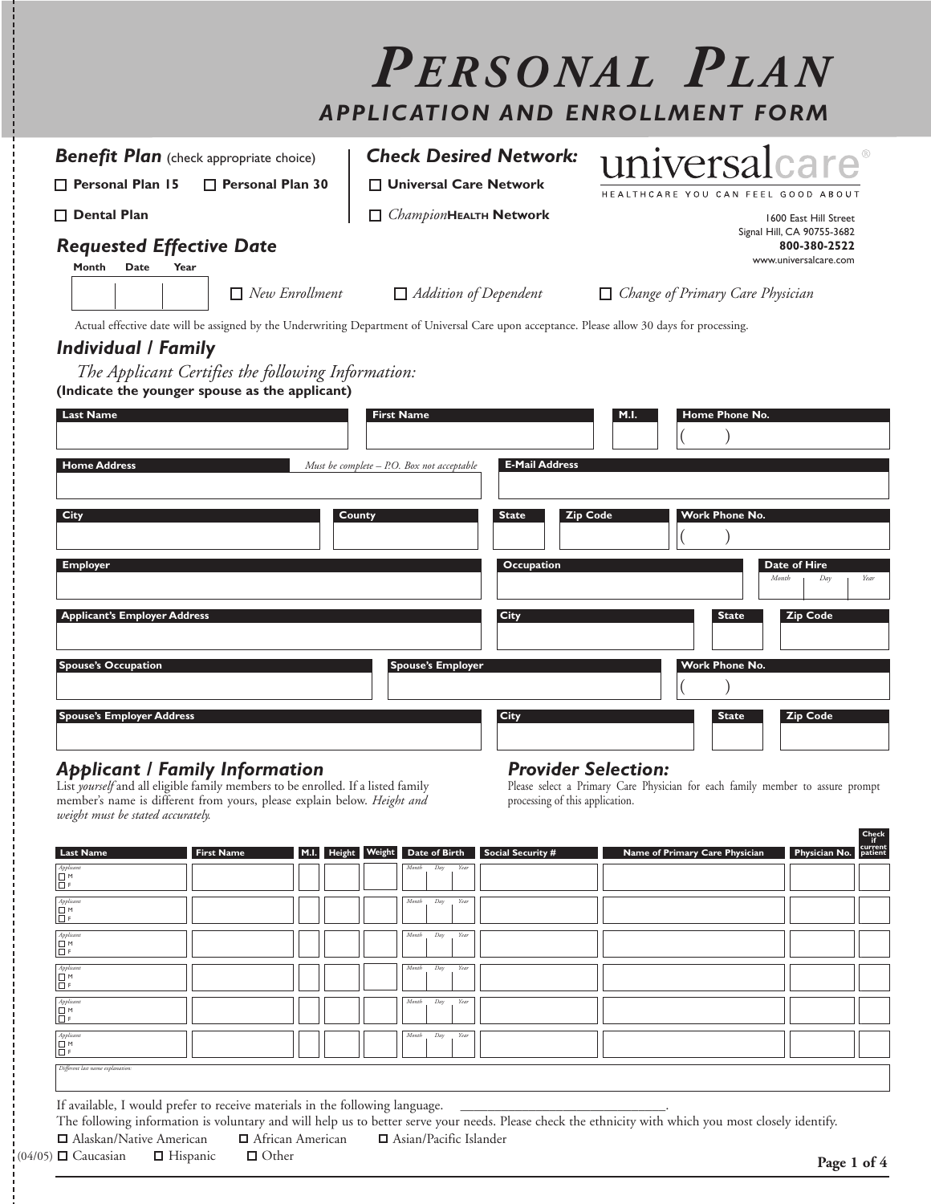# *Personal Plan*

## *Application and Enrollment Form*

### *Benefit Plan* (check appropriate choice)

☐ **Personal Plan 15** ☐ **Personal Plan 30**

☐ **Dental Plan**

### *Check Desired Network:*

☐ **Universal Care Network**

☐ *Champion***Health Network**

universalcare®

HEALTHCARE YOU CAN FEEL GOOD ABOUT

1600 East Hill Street
Signal Hill, CA 90755-3682
**800-380-2522**
www.universalcare.com

### *Requested Effective Date*

| Month | Date | Year |
|---|---|---|
| | | |

☐ *New Enrollment* ☐ *Addition of Dependent* ☐ *Change of Primary Care Physician*

Actual effective date will be assigned by the Underwriting Department of Universal Care upon acceptance. Please allow 30 days for processing.

### *Individual / Family*

*The Applicant Certifies the following Information:*

**(Indicate the younger spouse as the applicant)**

| Last Name | First Name | M.I. | Home Phone No. |
|---|---|---|---|
| | | | ( ) |

| Home Address *Must be complete – P.O. Box not acceptable* | E-Mail Address |
|---|---|
| | |

| City | County | State | Zip Code | Work Phone No. |
|---|---|---|---|---|
| | | | | ( ) |

| Employer | Occupation | Date of Hire (Month / Day / Year) |
|---|---|---|
| | | |

| Applicant's Employer Address | City | State | Zip Code |
|---|---|---|---|
| | | | |

| Spouse's Occupation | Spouse's Employer | Work Phone No. |
|---|---|---|
| | | ( ) |

| Spouse's Employer Address | City | State | Zip Code |
|---|---|---|---|
| | | | |

### *Applicant / Family Information*

List *yourself* and all eligible family members to be enrolled. If a listed family member's name is different from yours, please explain below. *Height and weight must be stated accurately.*

### *Provider Selection:*

Please select a Primary Care Physician for each family member to assure prompt processing of this application.

| Last Name | First Name | M.I. | Height | Weight | Date of Birth (Month / Day / Year) | Social Security # | Name of Primary Care Physician | Physician No. | Check if current patient |
|---|---|---|---|---|---|---|---|---|---|
| Applicant ☐ M ☐ F | | | | | | | | | |
| Applicant ☐ M ☐ F | | | | | | | | | |
| Applicant ☐ M ☐ F | | | | | | | | | |
| Applicant ☐ M ☐ F | | | | | | | | | |
| Applicant ☐ M ☐ F | | | | | | | | | |
| Applicant ☐ M ☐ F | | | | | | | | | |

*Different last name explanation:*

If available, I would prefer to receive materials in the following language. ______________________________.

The following information is voluntary and will help us to better serve your needs. Please check the ethnicity with which you most closely identify.

☐ Alaskan/Native American ☐ African American ☐ Asian/Pacific Islander

☐ Caucasian ☐ Hispanic ☐ Other

(04/05)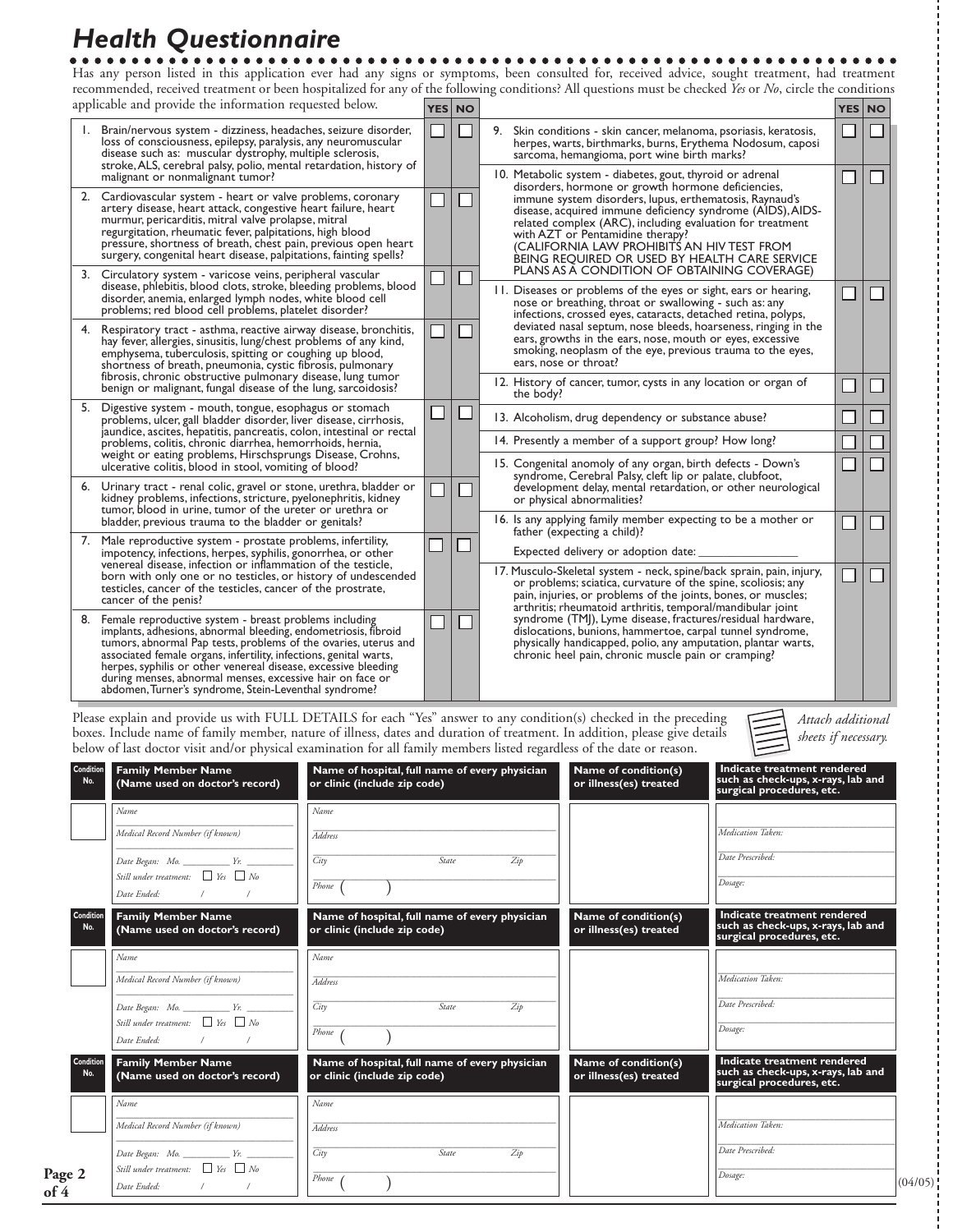# Health Questionnaire

Has any person listed in this application ever had any signs or symptoms, been consulted for, received advice, sought treatment, had treatment recommended, received treatment or been hospitalized for any of the following conditions? All questions must be checked *Yes* or *No*, circle the conditions applicable and provide the information requested below.

| Condition | YES | NO |
|---|---|---|
| 1. Brain/nervous system - dizziness, headaches, seizure disorder, loss of consciousness, epilepsy, paralysis, any neuromuscular disease such as: muscular dystrophy, multiple sclerosis, stroke, ALS, cerebral palsy, polio, mental retardation, history of malignant or nonmalignant tumor? | ☐ | ☐ |
| 2. Cardiovascular system - heart or valve problems, coronary artery disease, heart attack, congestive heart failure, heart murmur, pericarditis, mitral valve prolapse, mitral regurgitation, rheumatic fever, palpitations, high blood pressure, shortness of breath, chest pain, previous open heart surgery, congenital heart disease, palpitations, fainting spells? | ☐ | ☐ |
| 3. Circulatory system - varicose veins, peripheral vascular disease, phlebitis, blood clots, stroke, bleeding problems, blood disorder, anemia, enlarged lymph nodes, white blood cell problems; red blood cell problems, platelet disorder? | ☐ | ☐ |
| 4. Respiratory tract - asthma, reactive airway disease, bronchitis, hay fever, allergies, sinusitis, lung/chest problems of any kind, emphysema, tuberculosis, spitting or coughing up blood, shortness of breath, pneumonia, cystic fibrosis, pulmonary fibrosis, chronic obstructive pulmonary disease, lung tumor benign or malignant, fungal disease of the lung, sarcoidosis? | ☐ | ☐ |
| 5. Digestive system - mouth, tongue, esophagus or stomach problems, ulcer, gall bladder disorder, liver disease, cirrhosis, jaundice, ascites, hepatitis, pancreatitis, colon, intestinal or rectal problems, colitis, chronic diarrhea, hemorrhoids, hernia, weight or eating problems, Hirschsprungs Disease, Crohns, ulcerative colitis, blood in stool, vomiting of blood? | ☐ | ☐ |
| 6. Urinary tract - renal colic, gravel or stone, urethra, bladder or kidney problems, infections, stricture, pyelonephritis, kidney tumor, blood in urine, tumor of the ureter or urethra or bladder, previous trauma to the bladder or genitals? | ☐ | ☐ |
| 7. Male reproductive system - prostate problems, infertility, impotency, infections, herpes, syphilis, gonorrhea, or other venereal disease, infection or inflammation of the testicle, born with only one or no testicles, or history of undescended testicles, cancer of the testicles, cancer of the prostrate, cancer of the penis? | ☐ | ☐ |
| 8. Female reproductive system - breast problems including implants, adhesions, abnormal bleeding, endometriosis, fibroid tumors, abnormal Pap tests, problems of the ovaries, uterus and associated female organs, infertility, infections, genital warts, herpes, syphilis or other venereal disease, excessive bleeding during menses, abnormal menses, excessive hair on face or abdomen, Turner's syndrome, Stein-Leventhal syndrome? | ☐ | ☐ |
| 9. Skin conditions - skin cancer, melanoma, psoriasis, keratosis, herpes, warts, birthmarks, burns, Erythema Nodosum, caposi sarcoma, hemangioma, port wine birth marks? | ☐ | ☐ |
| 10. Metabolic system - diabetes, gout, thyroid or adrenal disorders, hormone or growth hormone deficiencies, immune system disorders, lupus, erthematosis, Raynaud's disease, acquired immune deficiency syndrome (AIDS), AIDS-related complex (ARC), including evaluation for treatment with AZT or Pentamidine therapy? (CALIFORNIA LAW PROHIBITS AN HIV TEST FROM BEING REQUIRED OR USED BY HEALTH CARE SERVICE PLANS AS A CONDITION OF OBTAINING COVERAGE) | ☐ | ☐ |
| 11. Diseases or problems of the eyes or sight, ears or hearing, nose or breathing, throat or swallowing - such as: any infections, crossed eyes, cataracts, detached retina, polyps, deviated nasal septum, nose bleeds, hoarseness, ringing in the ears, growths in the ears, nose, mouth or eyes, excessive smoking, neoplasm of the eye, previous trauma to the eyes, ears, nose or throat? | ☐ | ☐ |
| 12. History of cancer, tumor, cysts in any location or organ of the body? | ☐ | ☐ |
| 13. Alcoholism, drug dependency or substance abuse? | ☐ | ☐ |
| 14. Presently a member of a support group? How long? | ☐ | ☐ |
| 15. Congenital anomoly of any organ, birth defects - Down's syndrome, Cerebral Palsy, cleft lip or palate, clubfoot, development delay, mental retardation, or other neurological or physical abnormalities? | ☐ | ☐ |
| 16. Is any applying family member expecting to be a mother or father (expecting a child)? Expected delivery or adoption date: _______________ | ☐ | ☐ |
| 17. Musculo-Skeletal system - neck, spine/back sprain, pain, injury, or problems; sciatica, curvature of the spine, scoliosis; any pain, injuries, or problems of the joints, bones, or muscles; arthritis; rheumatoid arthritis, temporal/mandibular joint syndrome (TMJ), Lyme disease, fractures/residual hardware, dislocations, bunions, hammertoe, carpal tunnel syndrome, physically handicapped, polio, any amputation, plantar warts, chronic heel pain, chronic muscle pain or cramping? | ☐ | ☐ |

Please explain and provide us with FULL DETAILS for each "Yes" answer to any condition(s) checked in the preceding boxes. Include name of family member, nature of illness, dates and duration of treatment. In addition, please give details below of last doctor visit and/or physical examination for all family members listed regardless of the date or reason.

*Attach additional sheets if necessary.*

| Condition No. | Family Member Name (Name used on doctor's record) | Name of hospital, full name of every physician or clinic (include zip code) | Name of condition(s) or illness(es) treated | Indicate treatment rendered such as check-ups, x-rays, lab and surgical procedures, etc. |
|---|---|---|---|---|
| | *Name* ______ *Medical Record Number (if known)* ______ *Date Began: Mo.* ______ *Yr.* ______ *Still under treatment:* ☐ *Yes* ☐ *No* *Date Ended:* / / | *Name* ______ *Address* ______ *City* *State* *Zip* ______ *Phone* ( ) | | ______ *Medication Taken:* ______ *Date Prescribed:* ______ *Dosage:* |
| | *Name* ______ *Medical Record Number (if known)* ______ *Date Began: Mo.* ______ *Yr.* ______ *Still under treatment:* ☐ *Yes* ☐ *No* *Date Ended:* / / | *Name* ______ *Address* ______ *City* *State* *Zip* ______ *Phone* ( ) | | ______ *Medication Taken:* ______ *Date Prescribed:* ______ *Dosage:* |
| | *Name* ______ *Medical Record Number (if known)* ______ *Date Began: Mo.* ______ *Yr.* ______ *Still under treatment:* ☐ *Yes* ☐ *No* *Date Ended:* / / | *Name* ______ *Address* ______ *City* *State* *Zip* ______ *Phone* ( ) | | ______ *Medication Taken:* ______ *Date Prescribed:* ______ *Dosage:* |

(04/05)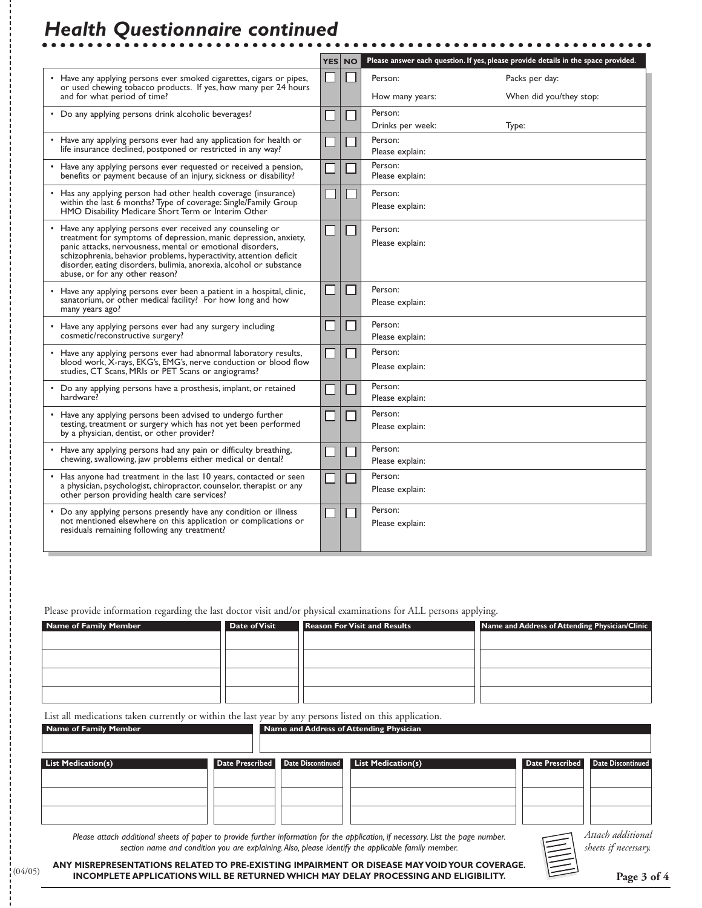# *Health Questionnaire continued*

| Question | YES | NO | Please answer each question. If yes, please provide details in the space provided. |
|---|---|---|---|
| • Have any applying persons ever smoked cigarettes, cigars or pipes, or used chewing tobacco products. If yes, how many per 24 hours and for what period of time? | ☐ | ☐ | Person: Packs per day: How many years: When did you/they stop: |
| • Do any applying persons drink alcoholic beverages? | ☐ | ☐ | Person: Drinks per week: Type: |
| • Have any applying persons ever had any application for health or life insurance declined, postponed or restricted in any way? | ☐ | ☐ | Person: Please explain: |
| • Have any applying persons ever requested or received a pension, benefits or payment because of an injury, sickness or disability? | ☐ | ☐ | Person: Please explain: |
| • Has any applying person had other health coverage (insurance) within the last 6 months? Type of coverage: Single/Family Group HMO Disability Medicare Short Term or Interim Other | ☐ | ☐ | Person: Please explain: |
| • Have any applying persons ever received any counseling or treatment for symptoms of depression, manic depression, anxiety, panic attacks, nervousness, mental or emotional disorders, schizophrenia, behavior problems, hyperactivity, attention deficit disorder, eating disorders, bulimia, anorexia, alcohol or substance abuse, or for any other reason? | ☐ | ☐ | Person: Please explain: |
| • Have any applying persons ever been a patient in a hospital, clinic, sanatorium, or other medical facility? For how long and how many years ago? | ☐ | ☐ | Person: Please explain: |
| • Have any applying persons ever had any surgery including cosmetic/reconstructive surgery? | ☐ | ☐ | Person: Please explain: |
| • Have any applying persons ever had abnormal laboratory results, blood work, X-rays, EKG's, EMG's, nerve conduction or blood flow studies, CT Scans, MRIs or PET Scans or angiograms? | ☐ | ☐ | Person: Please explain: |
| • Do any applying persons have a prosthesis, implant, or retained hardware? | ☐ | ☐ | Person: Please explain: |
| • Have any applying persons been advised to undergo further testing, treatment or surgery which has not yet been performed by a physician, dentist, or other provider? | ☐ | ☐ | Person: Please explain: |
| • Have any applying persons had any pain or difficulty breathing, chewing, swallowing, jaw problems either medical or dental? | ☐ | ☐ | Person: Please explain: |
| • Has anyone had treatment in the last 10 years, contacted or seen a physician, psychologist, chiropractor, counselor, therapist or any other person providing health care services? | ☐ | ☐ | Person: Please explain: |
| • Do any applying persons presently have any condition or illness not mentioned elsewhere on this application or complications or residuals remaining following any treatment? | ☐ | ☐ | Person: Please explain: |

Please provide information regarding the last doctor visit and/or physical examinations for ALL persons applying.

| Name of Family Member | Date of Visit | Reason For Visit and Results | Name and Address of Attending Physician/Clinic |
|---|---|---|---|
| | | | |
| | | | |
| | | | |
| | | | |

List all medications taken currently or within the last year by any persons listed on this application.

| Name of Family Member | Name and Address of Attending Physician |
|---|---|
| | |

| List Medication(s) | Date Prescribed | Date Discontinued | List Medication(s) | Date Prescribed | Date Discontinued |
|---|---|---|---|---|---|
| | | | | | |
| | | | | | |
| | | | | | |

*Please attach additional sheets of paper to provide further information for the application, if necessary. List the page number. section name and condition you are explaining. Also, please identify the applicable family member.*

*Attach additional sheets if necessary.*

**ANY MISREPRESENTATIONS RELATED TO PRE-EXISTING IMPAIRMENT OR DISEASE MAY VOID YOUR COVERAGE. INCOMPLETE APPLICATIONS WILL BE RETURNED WHICH MAY DELAY PROCESSING AND ELIGIBILITY.**

(04/05)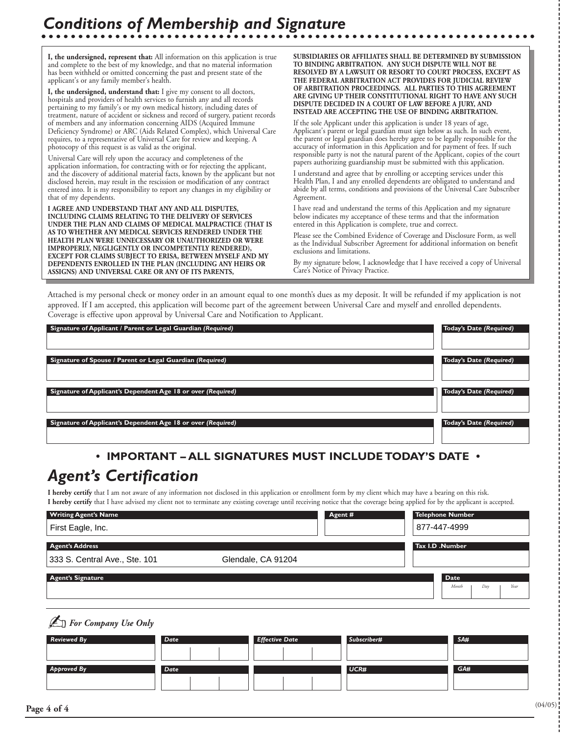# *Conditions of Membership and Signature*

**I, the undersigned, represent that:** All information on this application is true and complete to the best of my knowledge, and that no material information has been withheld or omitted concerning the past and present state of the applicant's or any family member's health.

**I, the undersigned, understand that:** I give my consent to all doctors, hospitals and providers of health services to furnish any and all records pertaining to my family's or my own medical history, including dates of treatment, nature of accident or sickness and record of surgery, patient records of members and any information concerning AIDS (Acquired Immune Deficiency Syndrome) or ARC (Aids Related Complex), which Universal Care requires, to a representative of Universal Care for review and keeping. A photocopy of this request is as valid as the original.

Universal Care will rely upon the accuracy and completeness of the application information, for contracting with or for rejecting the applicant, and the discovery of additional material facts, known by the applicant but not disclosed herein, may result in the rescission or modification of any contract entered into. It is my responsibility to report any changes in my eligibility or that of my dependents.

**I AGREE AND UNDERSTAND THAT ANY AND ALL DISPUTES, INCLUDING CLAIMS RELATING TO THE DELIVERY OF SERVICES UNDER THE PLAN AND CLAIMS OF MEDICAL MALPRACTICE (THAT IS AS TO WHETHER ANY MEDICAL SERVICES RENDERED UNDER THE HEALTH PLAN WERE UNNECESSARY OR UNAUTHORIZED OR WERE IMPROPERLY, NEGLIGENTLY OR INCOMPETENTLY RENDERED), EXCEPT FOR CLAIMS SUBJECT TO ERISA, BETWEEN MYSELF AND MY DEPENDENTS ENROLLED IN THE PLAN (INCLUDING ANY HEIRS OR ASSIGNS) AND UNIVERSAL CARE OR ANY OF ITS PARENTS, SUBSIDIARIES OR AFFILIATES SHALL BE DETERMINED BY SUBMISSION TO BINDING ARBITRATION. ANY SUCH DISPUTE WILL NOT BE RESOLVED BY A LAWSUIT OR RESORT TO COURT PROCESS, EXCEPT AS THE FEDERAL ARBITRATION ACT PROVIDES FOR JUDICIAL REVIEW OF ARBITRATION PROCEEDINGS. ALL PARTIES TO THIS AGREEMENT ARE GIVING UP THEIR CONSTITUTIONAL RIGHT TO HAVE ANY SUCH DISPUTE DECIDED IN A COURT OF LAW BEFORE A JURY, AND INSTEAD ARE ACCEPTING THE USE OF BINDING ARBITRATION.**

If the sole Applicant under this application is under 18 years of age, Applicant's parent or legal guardian must sign below as such. In such event, the parent or legal guardian does hereby agree to be legally responsible for the accuracy of information in this Application and for payment of fees. If such responsible party is not the natural parent of the Applicant, copies of the court papers authorizing guardianship must be submitted with this application.

I understand and agree that by enrolling or accepting services under this Health Plan, I and any enrolled dependents are obligated to understand and abide by all terms, conditions and provisions of the Universal Care Subscriber Agreement.

I have read and understand the terms of this Application and my signature below indicates my acceptance of these terms and that the information entered in this Application is complete, true and correct.

Please see the Combined Evidence of Coverage and Disclosure Form, as well as the Individual Subscriber Agreement for additional information on benefit exclusions and limitations.

By my signature below, I acknowledge that I have received a copy of Universal Care's Notice of Privacy Practice.

Attached is my personal check or money order in an amount equal to one month's dues as my deposit. It will be refunded if my application is not approved. If I am accepted, this application will become part of the agreement between Universal Care and myself and enrolled dependents. Coverage is effective upon approval by Universal Care and Notification to Applicant.

| Signature of Applicant / Parent or Legal Guardian *(Required)* | Today's Date *(Required)* |
| --- | --- |
| | |

| Signature of Spouse / Parent or Legal Guardian *(Required)* | Today's Date *(Required)* |
| --- | --- |
| | |

| Signature of Applicant's Dependent Age 18 or over *(Required)* | Today's Date *(Required)* |
| --- | --- |
| | |

| Signature of Applicant's Dependent Age 18 or over *(Required)* | Today's Date *(Required)* |
| --- | --- |
| | |

**• IMPORTANT – ALL SIGNATURES MUST INCLUDE TODAY'S DATE •**

# *Agent's Certification*

**I hereby certify** that I am not aware of any information not disclosed in this application or enrollment form by my client which may have a bearing on this risk.

**I hereby certify** that I have advised my client not to terminate any existing coverage until receiving notice that the coverage being applied for by the applicant is accepted.

| Writing Agent's Name | Agent # | Telephone Number |
| --- | --- | --- |
| First Eagle, Inc. | | 877-447-4999 |

| Agent's Address | Tax I.D .Number |
| --- | --- |
| 333 S. Central Ave., Ste. 101 Glendale, CA 91204 | |

| Agent's Signature | Date (Month / Day / Year) |
| --- | --- |
| | |

### *For Company Use Only*

| *Reviewed By* | *Date* | *Effective Date* | *Subscriber#* | *SA#* |
| --- | --- | --- | --- | --- |
| | | | | |
| ***Approved By*** | ***Date*** | | ***UCR#*** | ***GA#*** |
| | | | | |

(04/05)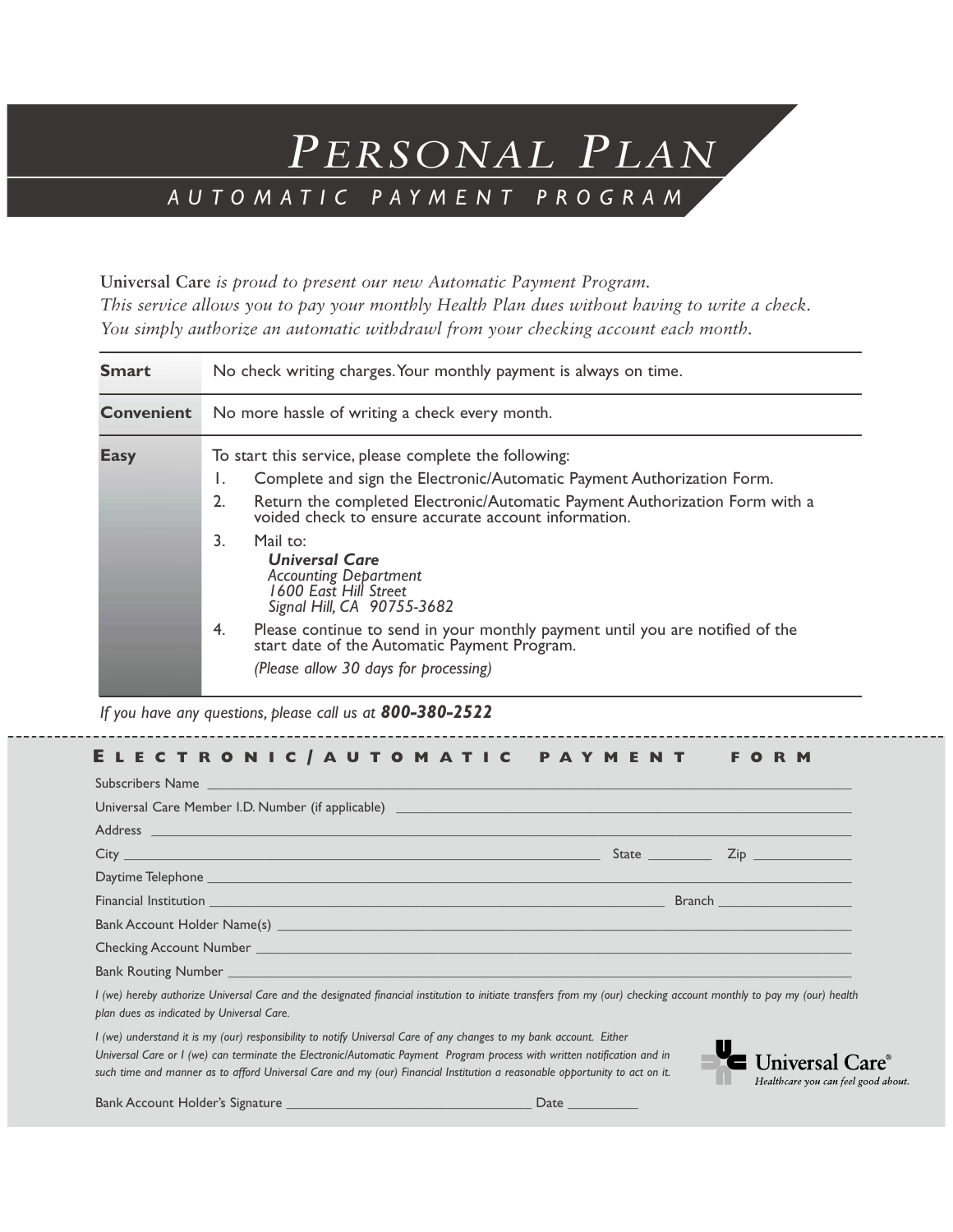# PERSONAL PLAN

## AUTOMATIC PAYMENT PROGRAM

**Universal Care** *is proud to present our new Automatic Payment Program. This service allows you to pay your monthly Health Plan dues without having to write a check. You simply authorize an automatic withdrawl from your checking account each month.*

| | |
|---|---|
| **Smart** | No check writing charges. Your monthly payment is always on time. |
| **Convenient** | No more hassle of writing a check every month. |
| **Easy** | To start this service, please complete the following:<br>1. Complete and sign the Electronic/Automatic Payment Authorization Form.<br>2. Return the completed Electronic/Automatic Payment Authorization Form with a voided check to ensure accurate account information.<br>3. Mail to:<br>***Universal Care***<br>*Accounting Department*<br>*1600 East Hill Street*<br>*Signal Hill, CA 90755-3682*<br>4. Please continue to send in your monthly payment until you are notified of the start date of the Automatic Payment Program.<br>*(Please allow 30 days for processing)* |

*If you have any questions, please call us at* ***800-380-2522***

---

## ELECTRONIC/AUTOMATIC PAYMENT FORM

Subscribers Name ______________________________

Universal Care Member I.D. Number (if applicable) ______________________________

Address ______________________________

City ______________________________ State ________ Zip ____________

Daytime Telephone ______________________________

Financial Institution ______________________________ Branch ________________

Bank Account Holder Name(s) ______________________________

Checking Account Number ______________________________

Bank Routing Number ______________________________

*I (we) hereby authorize Universal Care and the designated financial institution to initiate transfers from my (our) checking account monthly to pay my (our) health plan dues as indicated by Universal Care.*

*I (we) understand it is my (our) responsibility to notify Universal Care of any changes to my bank account. Either Universal Care or I (we) can terminate the Electronic/Automatic Payment Program process with written notification and in such time and manner as to afford Universal Care and my (our) Financial Institution a reasonable opportunity to act on it.*

Universal Care®
*Healthcare you can feel good about.*

Bank Account Holder's Signature ______________________________ Date _________